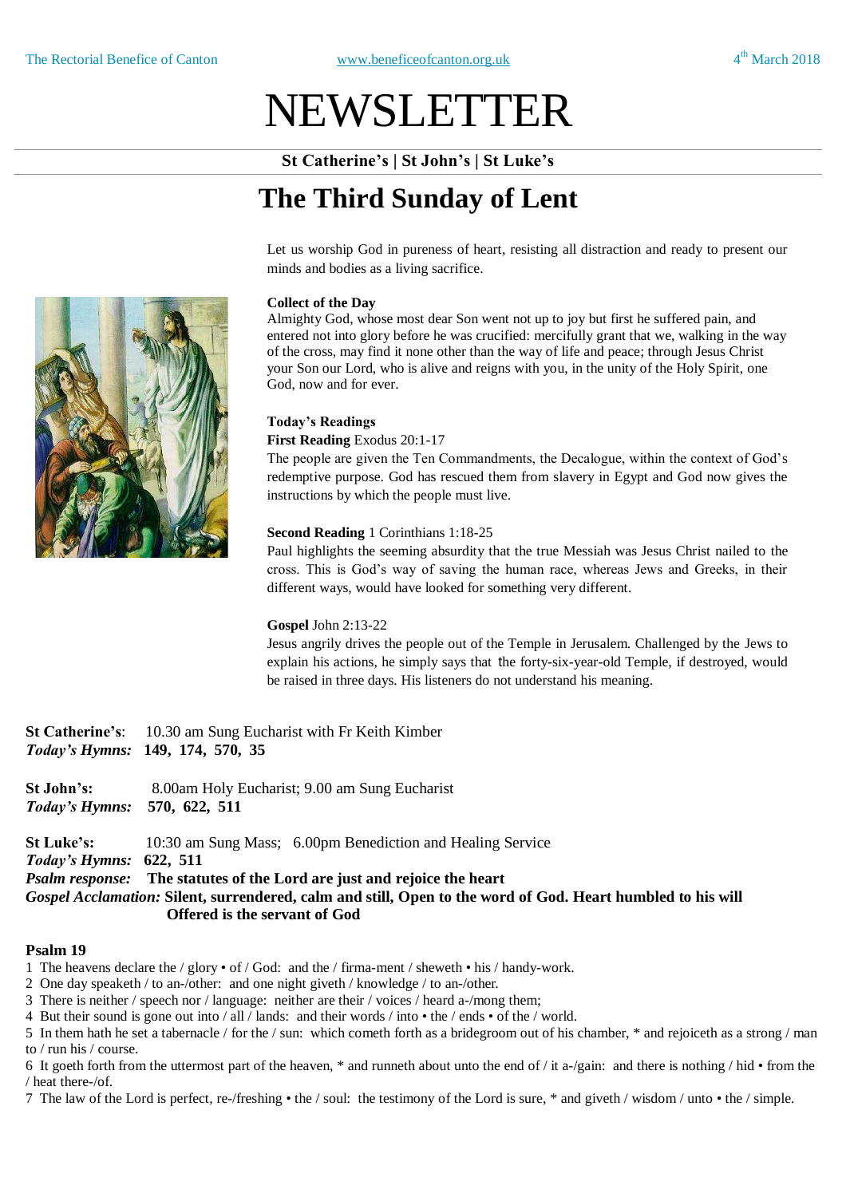# NEWSLETTER

**St Catherine's | St John's | St Luke's**

## The Third Sunday of Lent

Let us worship God in pureness of heart, resisting all distraction and ready to present our minds and bodies as a living sacrifice.

**Collect of the Day**

Almighty God, whose most dear Son went not up to joy but first he suffered pain, and entered not into glory before he was crucified: mercifully grant that we, walking in the way of the cross, may find it none other than the way of life and peace; through Jesus Christ your Son our Lord, who is alive and reigns with you, in the unity of the Holy Spirit, one God, now and for ever.

**Today's Readings**

**First Reading** Exodus 20:1-17

The people are given the Ten Commandments, the Decalogue, within the context of God's redemptive purpose. God has rescued them from slavery in Egypt and God now gives the instructions by which the people must live.

**Second Reading** 1 Corinthians 1:18-25

Paul highlights the seeming absurdity that the true Messiah was Jesus Christ nailed to the cross. This is God's way of saving the human race, whereas Jews and Greeks, in their different ways, would have looked for something very different.

**Gospel** John 2:13-22

Jesus angrily drives the people out of the Temple in Jerusalem. Challenged by the Jews to explain his actions, he simply says that the forty-six-year-old Temple, if destroyed, would be raised in three days. His listeners do not understand his meaning.

**St Catherine's**: 10.30 am Sung Eucharist with Fr Keith Kimber
*Today's Hymns:* **149, 174, 570, 35**

**St John's:** 8.00am Holy Eucharist; 9.00 am Sung Eucharist
*Today's Hymns:* **570, 622, 511**

**St Luke's:** 10:30 am Sung Mass; 6.00pm Benediction and Healing Service
*Today's Hymns:* **622, 511**
*Psalm response:* **The statutes of the Lord are just and rejoice the heart**
*Gospel Acclamation:* **Silent, surrendered, calm and still, Open to the word of God. Heart humbled to his will Offered is the servant of God**

**Psalm 19**

1 The heavens declare the / glory • of / God: and the / firma-ment / sheweth • his / handy-work.
2 One day speaketh / to an-/other: and one night giveth / knowledge / to an-/other.
3 There is neither / speech nor / language: neither are their / voices / heard a-/mong them;
4 But their sound is gone out into / all / lands: and their words / into • the / ends • of the / world.
5 In them hath he set a tabernacle / for the / sun: which cometh forth as a bridegroom out of his chamber, * and rejoiceth as a strong / man to / run his / course.
6 It goeth forth from the uttermost part of the heaven, * and runneth about unto the end of / it a-/gain: and there is nothing / hid • from the / heat there-/of.
7 The law of the Lord is perfect, re-/freshing • the / soul: the testimony of the Lord is sure, * and giveth / wisdom / unto • the / simple.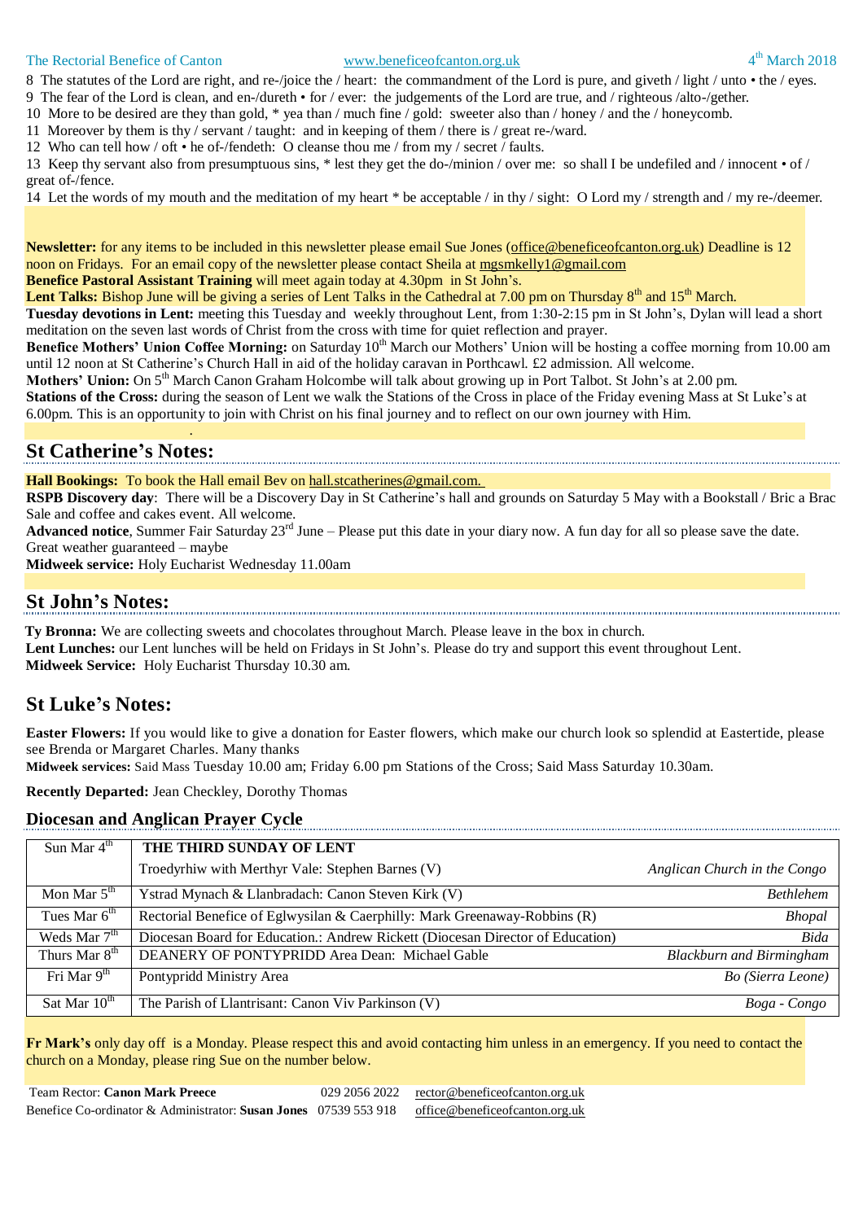8 The statutes of the Lord are right, and re-/joice the / heart: the commandment of the Lord is pure, and giveth / light / unto • the / eyes.
9 The fear of the Lord is clean, and en-/dureth • for / ever: the judgements of the Lord are true, and / righteous /alto-/gether.
10 More to be desired are they than gold, * yea than / much fine / gold: sweeter also than / honey / and the / honeycomb.
11 Moreover by them is thy / servant / taught: and in keeping of them / there is / great re-/ward.
12 Who can tell how / oft • he of-/fendeth: O cleanse thou me / from my / secret / faults.
13 Keep thy servant also from presumptuous sins, * lest they get the do-/minion / over me: so shall I be undefiled and / innocent • of / great of-/fence.
14 Let the words of my mouth and the meditation of my heart * be acceptable / in thy / sight: O Lord my / strength and / my re-/deemer.

**Newsletter:** for any items to be included in this newsletter please email Sue Jones (office@beneficeofcanton.org.uk) Deadline is 12 noon on Fridays. For an email copy of the newsletter please contact Sheila at mgsmkelly1@gmail.com
**Benefice Pastoral Assistant Training** will meet again today at 4.30pm in St John's.
**Lent Talks:** Bishop June will be giving a series of Lent Talks in the Cathedral at 7.00 pm on Thursday 8th and 15th March.
**Tuesday devotions in Lent:** meeting this Tuesday and weekly throughout Lent, from 1:30-2:15 pm in St John's, Dylan will lead a short meditation on the seven last words of Christ from the cross with time for quiet reflection and prayer.
**Benefice Mothers' Union Coffee Morning:** on Saturday 10th March our Mothers' Union will be hosting a coffee morning from 10.00 am until 12 noon at St Catherine's Church Hall in aid of the holiday caravan in Porthcawl. £2 admission. All welcome.
**Mothers' Union:** On 5th March Canon Graham Holcombe will talk about growing up in Port Talbot. St John's at 2.00 pm.
**Stations of the Cross:** during the season of Lent we walk the Stations of the Cross in place of the Friday evening Mass at St Luke's at 6.00pm. This is an opportunity to join with Christ on his final journey and to reflect on our own journey with Him.

## St Catherine's Notes:

**Hall Bookings:** To book the Hall email Bev on hall.stcatherines@gmail.com.
**RSPB Discovery day**: There will be a Discovery Day in St Catherine's hall and grounds on Saturday 5 May with a Bookstall / Bric a Brac Sale and coffee and cakes event. All welcome.
**Advanced notice**, Summer Fair Saturday 23rd June – Please put this date in your diary now. A fun day for all so please save the date. Great weather guaranteed – maybe
**Midweek service:** Holy Eucharist Wednesday 11.00am

## St John's Notes:

**Ty Bronna:** We are collecting sweets and chocolates throughout March. Please leave in the box in church.
**Lent Lunches:** our Lent lunches will be held on Fridays in St John's. Please do try and support this event throughout Lent.
**Midweek Service:** Holy Eucharist Thursday 10.30 am.

## St Luke's Notes:

**Easter Flowers:** If you would like to give a donation for Easter flowers, which make our church look so splendid at Eastertide, please see Brenda or Margaret Charles. Many thanks
**Midweek services:** Said Mass Tuesday 10.00 am; Friday 6.00 pm Stations of the Cross; Said Mass Saturday 10.30am.

**Recently Departed:** Jean Checkley, Dorothy Thomas

## Diocesan and Anglican Prayer Cycle

| | | |
|---|---|---|
| Sun Mar 4th | **THE THIRD SUNDAY OF LENT**<br>Troedyrhiw with Merthyr Vale: Stephen Barnes (V) | *Anglican Church in the Congo* |
| Mon Mar 5th | Ystrad Mynach & Llanbradach: Canon Steven Kirk (V) | *Bethlehem* |
| Tues Mar 6th | Rectorial Benefice of Eglwysilan & Caerphilly: Mark Greenaway-Robbins (R) | *Bhopal* |
| Weds Mar 7th | Diocesan Board for Education.: Andrew Rickett (Diocesan Director of Education) | *Bida* |
| Thurs Mar 8th | DEANERY OF PONTYPRIDD Area Dean: Michael Gable | *Blackburn and Birmingham* |
| Fri Mar 9th | Pontypridd Ministry Area | *Bo (Sierra Leone)* |
| Sat Mar 10th | The Parish of Llantrisant: Canon Viv Parkinson (V) | *Boga - Congo* |

**Fr Mark's** only day off is a Monday. Please respect this and avoid contacting him unless in an emergency. If you need to contact the church on a Monday, please ring Sue on the number below.

| | | |
|---|---|---|
| Team Rector: **Canon Mark Preece** | 029 2056 2022 | rector@beneficeofcanton.org.uk |
| Benefice Co-ordinator & Administrator: **Susan Jones** | 07539 553 918 | office@beneficeofcanton.org.uk |